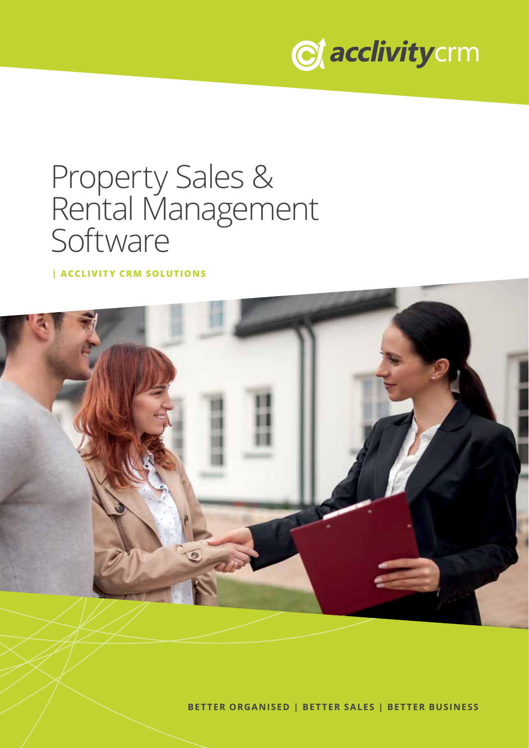acclivitycrm

# Property Sales & Rental Management Software

| ACCLIVITY CRM SOLUTIONS

BETTER ORGANISED | BETTER SALES | BETTER BUSINESS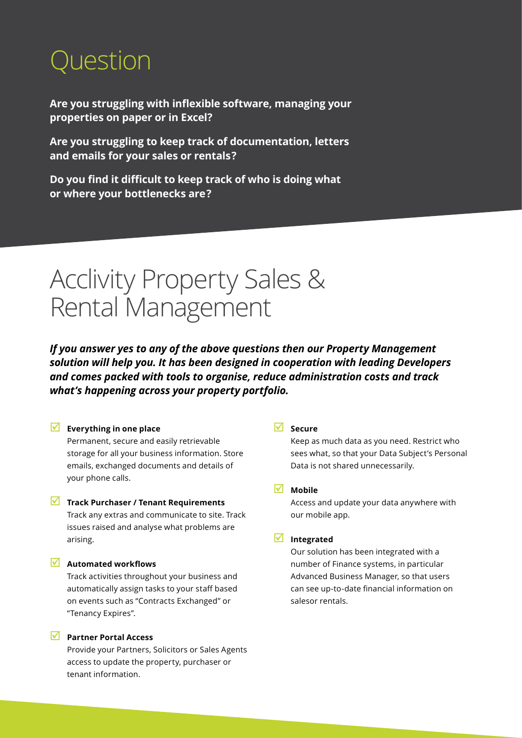# Question

**Are you struggling with inflexible software, managing your properties on paper or in Excel?**

**Are you struggling to keep track of documentation, letters and emails for your sales or rentals?**

**Do you find it difficult to keep track of who is doing what or where your bottlenecks are?**

# Acclivity Property Sales & Rental Management

***If you answer yes to any of the above questions then our Property Management solution will help you. It has been designed in cooperation with leading Developers and comes packed with tools to organise, reduce administration costs and track what's happening across your property portfolio.***

- **Everything in one place**
  Permanent, secure and easily retrievable storage for all your business information. Store emails, exchanged documents and details of your phone calls.

- **Track Purchaser / Tenant Requirements**
  Track any extras and communicate to site. Track issues raised and analyse what problems are arising.

- **Automated workflows**
  Track activities throughout your business and automatically assign tasks to your staff based on events such as "Contracts Exchanged" or "Tenancy Expires".

- **Partner Portal Access**
  Provide your Partners, Solicitors or Sales Agents access to update the property, purchaser or tenant information.

- **Secure**
  Keep as much data as you need. Restrict who sees what, so that your Data Subject's Personal Data is not shared unnecessarily.

- **Mobile**
  Access and update your data anywhere with our mobile app.

- **Integrated**
  Our solution has been integrated with a number of Finance systems, in particular Advanced Business Manager, so that users can see up-to-date financial information on salesor rentals.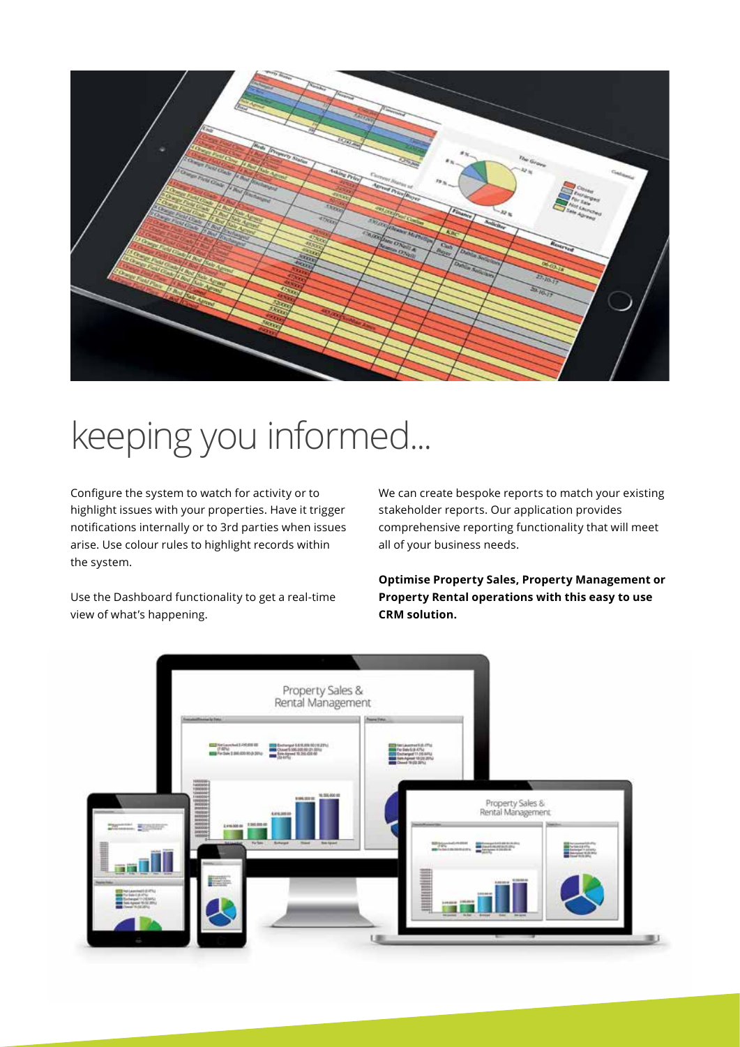# keeping you informed...

Configure the system to watch for activity or to highlight issues with your properties. Have it trigger notifications internally or to 3rd parties when issues arise. Use colour rules to highlight records within the system.

Use the Dashboard functionality to get a real-time view of what's happening.

We can create bespoke reports to match your existing stakeholder reports. Our application provides comprehensive reporting functionality that will meet all of your business needs.

**Optimise Property Sales, Property Management or Property Rental operations with this easy to use CRM solution.**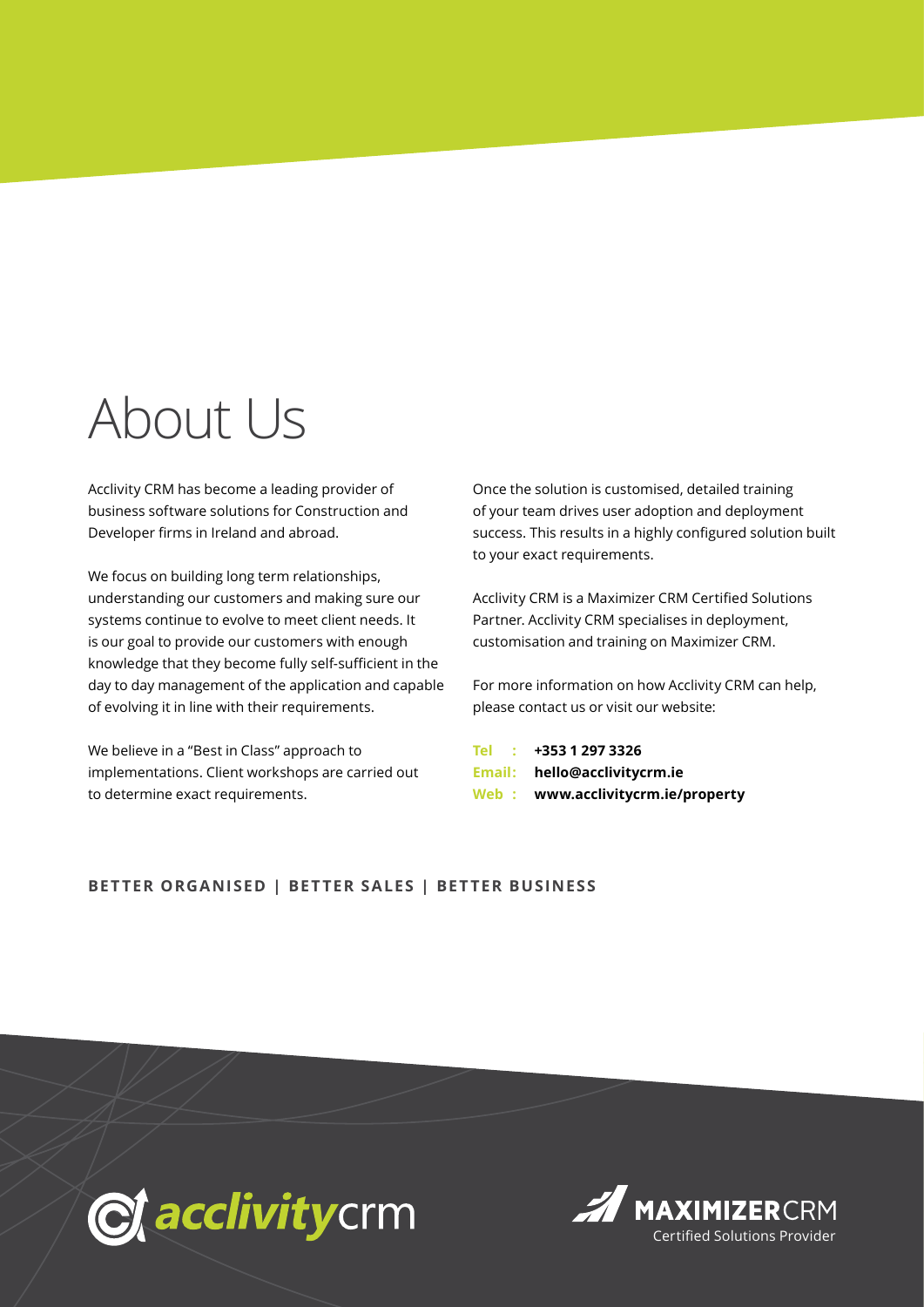# About Us

Acclivity CRM has become a leading provider of business software solutions for Construction and Developer firms in Ireland and abroad.

We focus on building long term relationships, understanding our customers and making sure our systems continue to evolve to meet client needs. It is our goal to provide our customers with enough knowledge that they become fully self-sufficient in the day to day management of the application and capable of evolving it in line with their requirements.

We believe in a "Best in Class" approach to implementations. Client workshops are carried out to determine exact requirements.

Once the solution is customised, detailed training of your team drives user adoption and deployment success. This results in a highly configured solution built to your exact requirements.

Acclivity CRM is a Maximizer CRM Certified Solutions Partner. Acclivity CRM specialises in deployment, customisation and training on Maximizer CRM.

For more information on how Acclivity CRM can help, please contact us or visit our website:

**Tel :** **+353 1 297 3326**
**Email:** **hello@acclivitycrm.ie**
**Web :** **www.acclivitycrm.ie/property**

**BETTER ORGANISED | BETTER SALES | BETTER BUSINESS**

acclivitycrm

MAXIMIZERCRM
Certified Solutions Provider